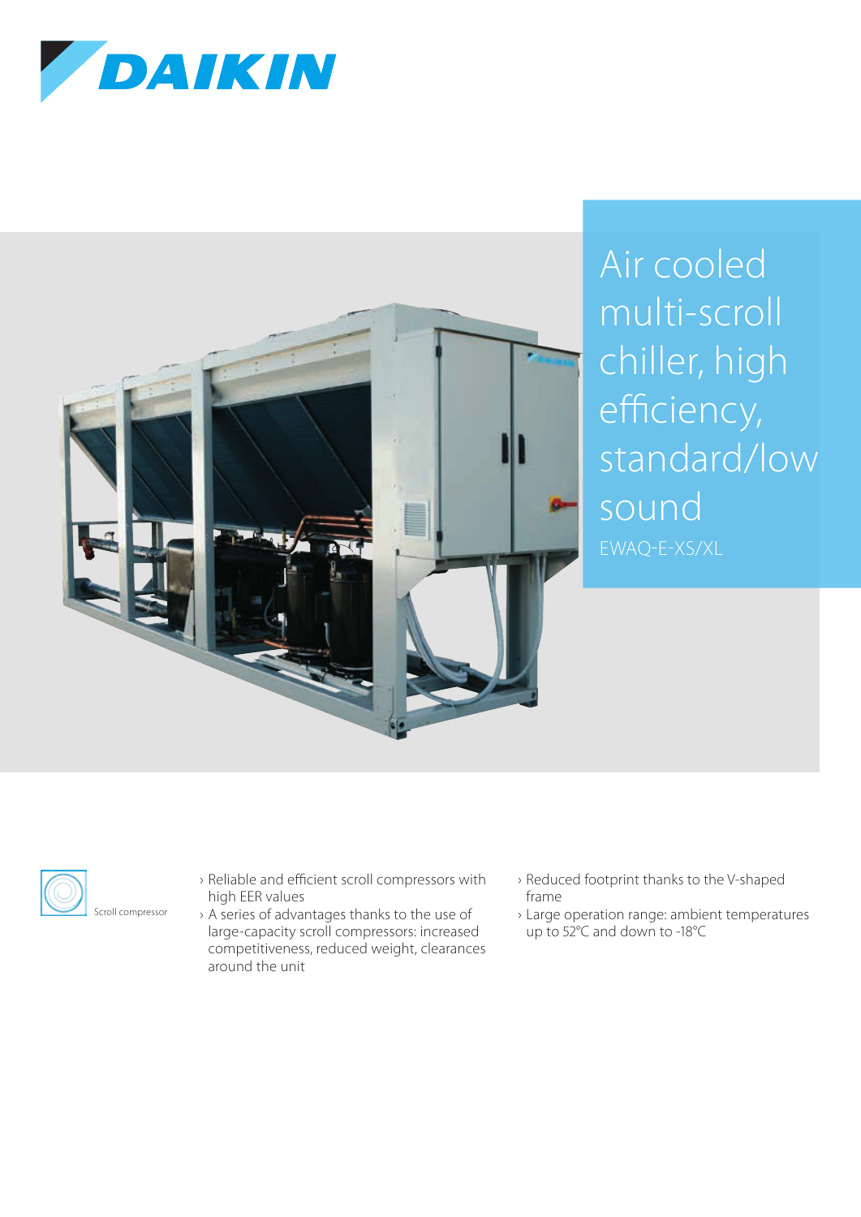DAIKIN

# Air cooled multi-scroll chiller, high efficiency, standard/low sound

EWAQ-E-XS/XL

Scroll compressor

- Reliable and efficient scroll compressors with high EER values
- A series of advantages thanks to the use of large-capacity scroll compressors: increased competitiveness, reduced weight, clearances around the unit
- Reduced footprint thanks to the V-shaped frame
- Large operation range: ambient temperatures up to 52°C and down to -18°C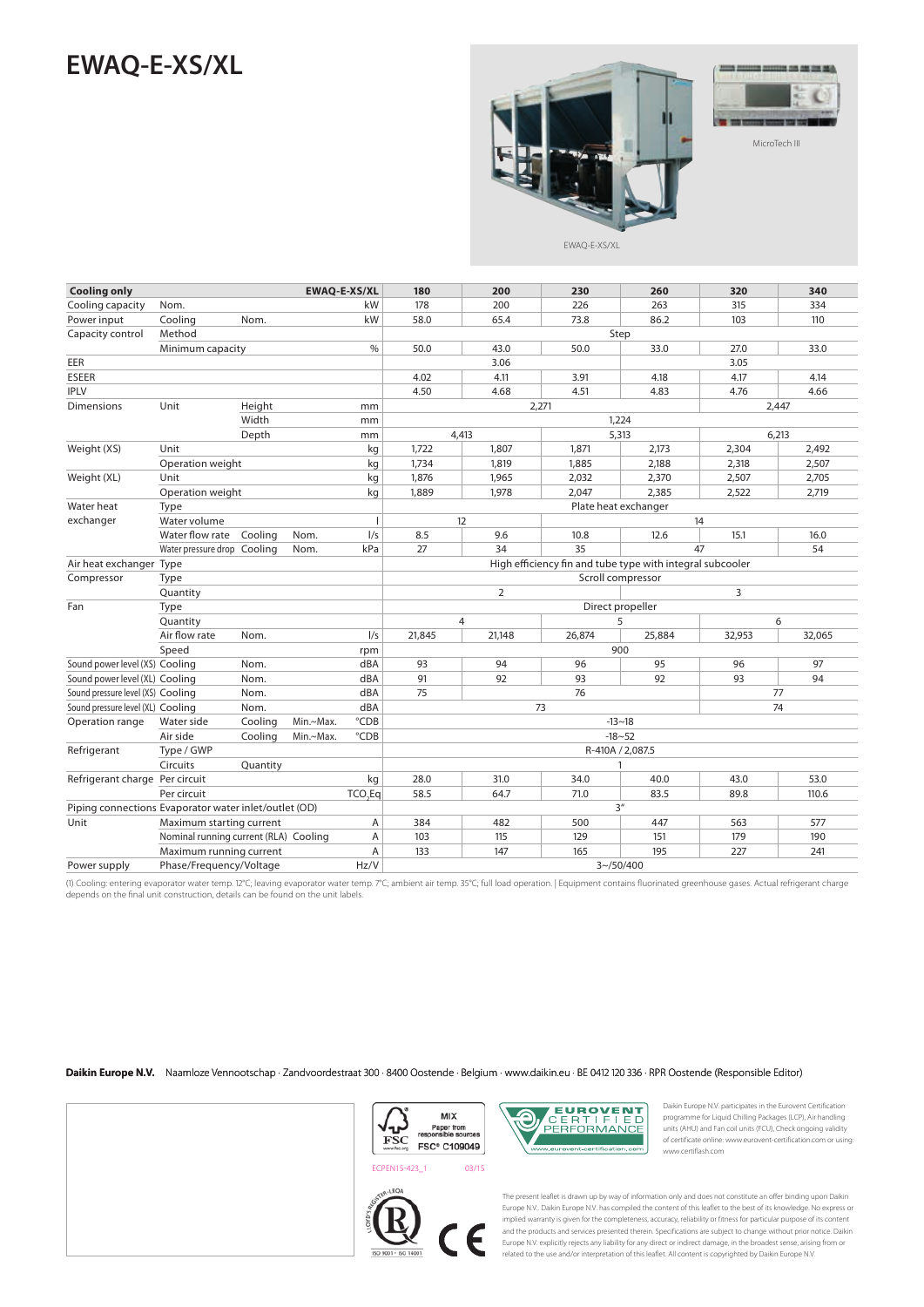# EWAQ-E-XS/XL

MicroTech III

EWAQ-E-XS/XL

| Cooling only | | | | EWAQ-E-XS/XL | 180 | 200 | 230 | 260 | 320 | 340 |
|---|---|---|---|---|---|---|---|---|---|---|
| Cooling capacity | Nom. | | | kW | 178 | 200 | 226 | 263 | 315 | 334 |
| Power input | Cooling | Nom. | | kW | 58.0 | 65.4 | 73.8 | 86.2 | 103 | 110 |
| Capacity control | Method | | | | Step | | | | | |
| | Minimum capacity | | | % | 50.0 | 43.0 | 50.0 | 33.0 | 27.0 | 33.0 |
| EER | | | | | 3.06 | | | | 3.05 | |
| ESEER | | | | | 4.02 | 4.11 | 3.91 | 4.18 | 4.17 | 4.14 |
| IPLV | | | | | 4.50 | 4.68 | 4.51 | 4.83 | 4.76 | 4.66 |
| Dimensions | Unit | Height | | mm | 2,271 | | | | 2,447 | |
| | | Width | | mm | 1,224 | | | | | |
| | | Depth | | mm | 4,413 | | 5,313 | | 6,213 | |
| Weight (XS) | Unit | | | kg | 1,722 | 1,807 | 1,871 | 2,173 | 2,304 | 2,492 |
| | Operation weight | | | kg | 1,734 | 1,819 | 1,885 | 2,188 | 2,318 | 2,507 |
| Weight (XL) | Unit | | | kg | 1,876 | 1,965 | 2,032 | 2,370 | 2,507 | 2,705 |
| | Operation weight | | | kg | 1,889 | 1,978 | 2,047 | 2,385 | 2,522 | 2,719 |
| Water heat exchanger | Type | | | | Plate heat exchanger | | | | | |
| | Water volume | | | l | 12 | | 14 | | | |
| | Water flow rate | Cooling | Nom. | l/s | 8.5 | 9.6 | 10.8 | 12.6 | 15.1 | 16.0 |
| | Water pressure drop | Cooling | Nom. | kPa | 27 | 34 | 35 | 47 | | 54 |
| Air heat exchanger | Type | | | | High efficiency fin and tube type with integral subcooler | | | | | |
| Compressor | Type | | | | Scroll compressor | | | | | |
| | Quantity | | | | 2 | | | | 3 | |
| Fan | Type | | | | Direct propeller | | | | | |
| | Quantity | | | | 4 | | 5 | | 6 | |
| | Air flow rate | Nom. | | l/s | 21,845 | 21,148 | 26,874 | 25,884 | 32,953 | 32,065 |
| | Speed | | | rpm | 900 | | | | | |
| Sound power level (XS) | Cooling | Nom. | | dBA | 93 | 94 | 96 | 95 | 96 | 97 |
| Sound power level (XL) | Cooling | Nom. | | dBA | 91 | 92 | 93 | 92 | 93 | 94 |
| Sound pressure level (XS) | Cooling | Nom. | | dBA | 75 | 76 | | | 77 | |
| Sound pressure level (XL) | Cooling | Nom. | | dBA | 73 | | | | 74 | |
| Operation range | Water side | Cooling | Min.~Max. | °CDB | -13~18 | | | | | |
| | Air side | Cooling | Min.~Max. | °CDB | -18~52 | | | | | |
| Refrigerant | Type / GWP | | | | R-410A / 2,087.5 | | | | | |
| | Circuits | Quantity | | | 1 | | | | | |
| Refrigerant charge | Per circuit | | | kg | 28.0 | 31.0 | 34.0 | 40.0 | 43.0 | 53.0 |
| | Per circuit | | | $TCO_2Eq$ | 58.5 | 64.7 | 71.0 | 83.5 | 89.8 | 110.6 |
| Piping connections | Evaporator water inlet/outlet (OD) | | | | 3" | | | | | |
| Unit | Maximum starting current | | | A | 384 | 482 | 500 | 447 | 563 | 577 |
| | Nominal running current (RLA) | Cooling | | A | 103 | 115 | 129 | 151 | 179 | 190 |
| | Maximum running current | | | A | 133 | 147 | 165 | 195 | 227 | 241 |
| Power supply | Phase/Frequency/Voltage | | | Hz/V | 3~/50/400 | | | | | |

(1) Cooling: entering evaporator water temp. 12°C; leaving evaporator water temp. 7°C; ambient air temp. 35°C; full load operation. | Equipment contains fluorinated greenhouse gases. Actual refrigerant charge depends on the final unit construction, details can be found on the unit labels.

**Daikin Europe N.V.** Naamloze Vennootschap · Zandvoordestraat 300 · 8400 Oostende · Belgium · www.daikin.eu · BE 0412 120 336 · RPR Oostende (Responsible Editor)

MIX Paper from responsible sources FSC® C109049

ECPEN15-423_1 03/15

Daikin Europe N.V. participates in the Eurovent Certification programme for Liquid Chilling Packages (LCP), Air handling units (AHU) and Fan coil units (FCU). Check ongoing validity of certificate online: www.eurovent-certification.com or using: www.certiflash.com

The present leaflet is drawn up by way of information only and does not constitute an offer binding upon Daikin Europe N.V.. Daikin Europe N.V. has compiled the content of this leaflet to the best of its knowledge. No express or implied warranty is given for the completeness, accuracy, reliability or fitness for particular purpose of its content and the products and services presented therein. Specifications are subject to change without prior notice. Daikin Europe N.V. explicitly rejects any liability for any direct or indirect damage, in the broadest sense, arising from or related to the use and/or interpretation of this leaflet. All content is copyrighted by Daikin Europe N.V.